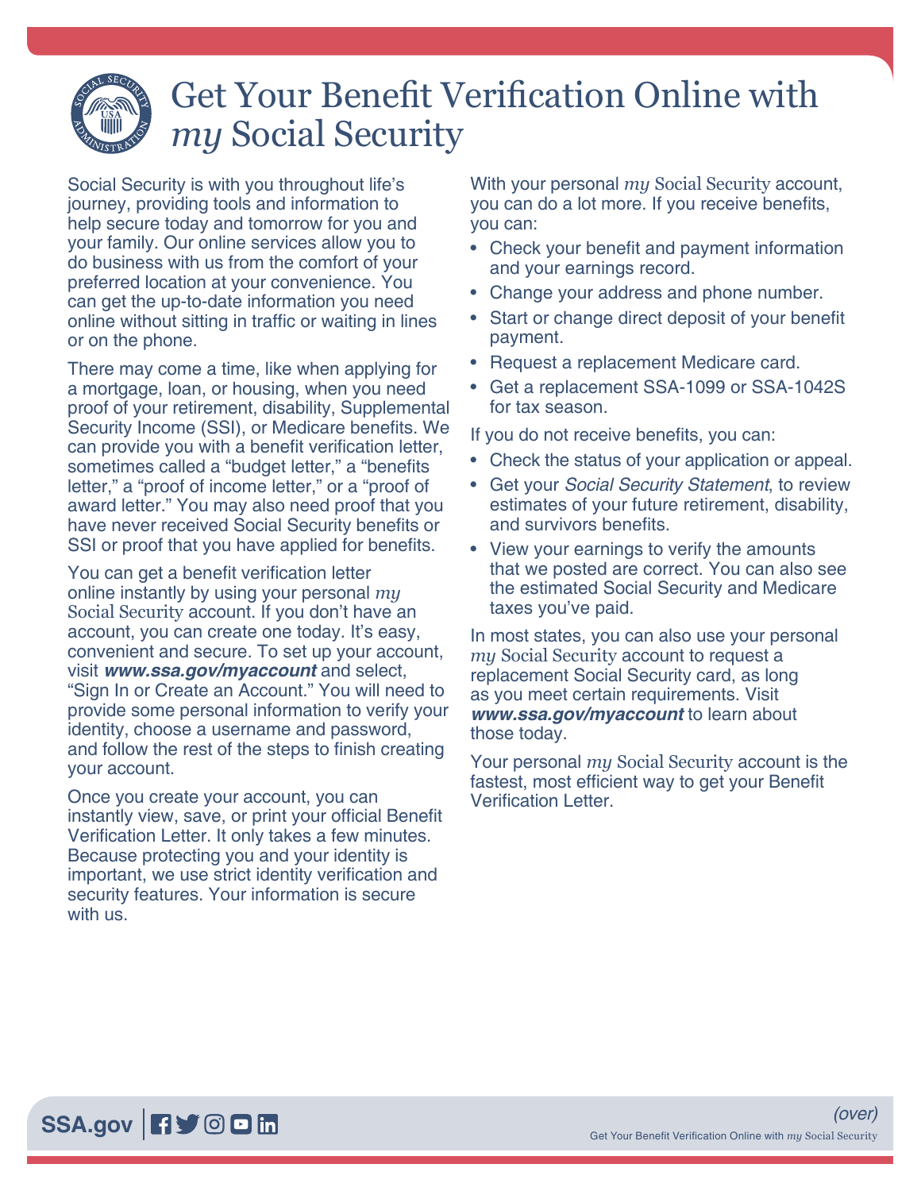# Get Your Benefit Verification Online with *my* Social Security

Social Security is with you throughout life's journey, providing tools and information to help secure today and tomorrow for you and your family. Our online services allow you to do business with us from the comfort of your preferred location at your convenience. You can get the up-to-date information you need online without sitting in traffic or waiting in lines or on the phone.

There may come a time, like when applying for a mortgage, loan, or housing, when you need proof of your retirement, disability, Supplemental Security Income (SSI), or Medicare benefits. We can provide you with a benefit verification letter, sometimes called a "budget letter," a "benefits letter," a "proof of income letter," or a "proof of award letter." You may also need proof that you have never received Social Security benefits or SSI or proof that you have applied for benefits.

You can get a benefit verification letter online instantly by using your personal *my* Social Security account. If you don't have an account, you can create one today. It's easy, convenient and secure. To set up your account, visit ***www.ssa.gov/myaccount*** and select, "Sign In or Create an Account." You will need to provide some personal information to verify your identity, choose a username and password, and follow the rest of the steps to finish creating your account.

Once you create your account, you can instantly view, save, or print your official Benefit Verification Letter. It only takes a few minutes. Because protecting you and your identity is important, we use strict identity verification and security features. Your information is secure with us.

With your personal *my* Social Security account, you can do a lot more. If you receive benefits, you can:

- Check your benefit and payment information and your earnings record.
- Change your address and phone number.
- Start or change direct deposit of your benefit payment.
- Request a replacement Medicare card.
- Get a replacement SSA-1099 or SSA-1042S for tax season.

If you do not receive benefits, you can:

- Check the status of your application or appeal.
- Get your *Social Security Statement*, to review estimates of your future retirement, disability, and survivors benefits.
- View your earnings to verify the amounts that we posted are correct. You can also see the estimated Social Security and Medicare taxes you've paid.

In most states, you can also use your personal *my* Social Security account to request a replacement Social Security card, as long as you meet certain requirements. Visit ***www.ssa.gov/myaccount*** to learn about those today.

Your personal *my* Social Security account is the fastest, most efficient way to get your Benefit Verification Letter.

*(over)*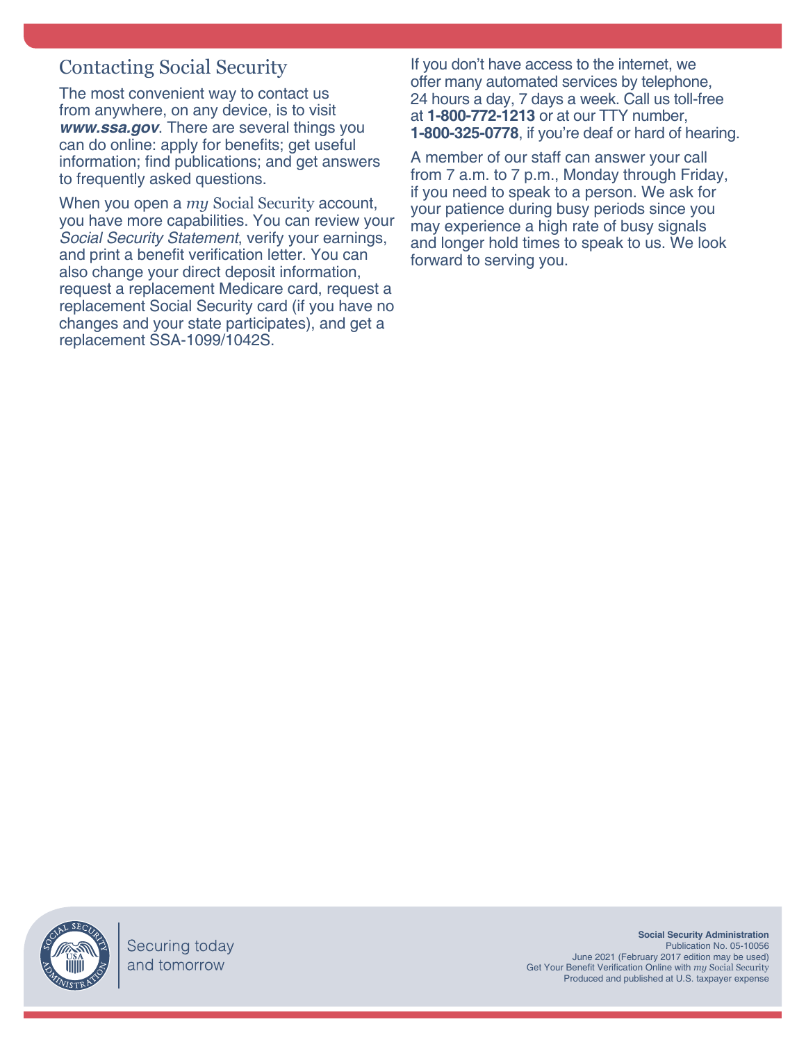## Contacting Social Security

The most convenient way to contact us from anywhere, on any device, is to visit ***www.ssa.gov***. There are several things you can do online: apply for benefits; get useful information; find publications; and get answers to frequently asked questions.

When you open a *my* Social Security account, you have more capabilities. You can review your *Social Security Statement*, verify your earnings, and print a benefit verification letter. You can also change your direct deposit information, request a replacement Medicare card, request a replacement Social Security card (if you have no changes and your state participates), and get a replacement SSA-1099/1042S.

If you don't have access to the internet, we offer many automated services by telephone, 24 hours a day, 7 days a week. Call us toll-free at **1-800-772-1213** or at our TTY number, **1-800-325-0778**, if you're deaf or hard of hearing.

A member of our staff can answer your call from 7 a.m. to 7 p.m., Monday through Friday, if you need to speak to a person. We ask for your patience during busy periods since you may experience a high rate of busy signals and longer hold times to speak to us. We look forward to serving you.

Securing today and tomorrow

**Social Security Administration**
Publication No. 05-10056
June 2021 (February 2017 edition may be used)
Get Your Benefit Verification Online with *my* Social Security
Produced and published at U.S. taxpayer expense